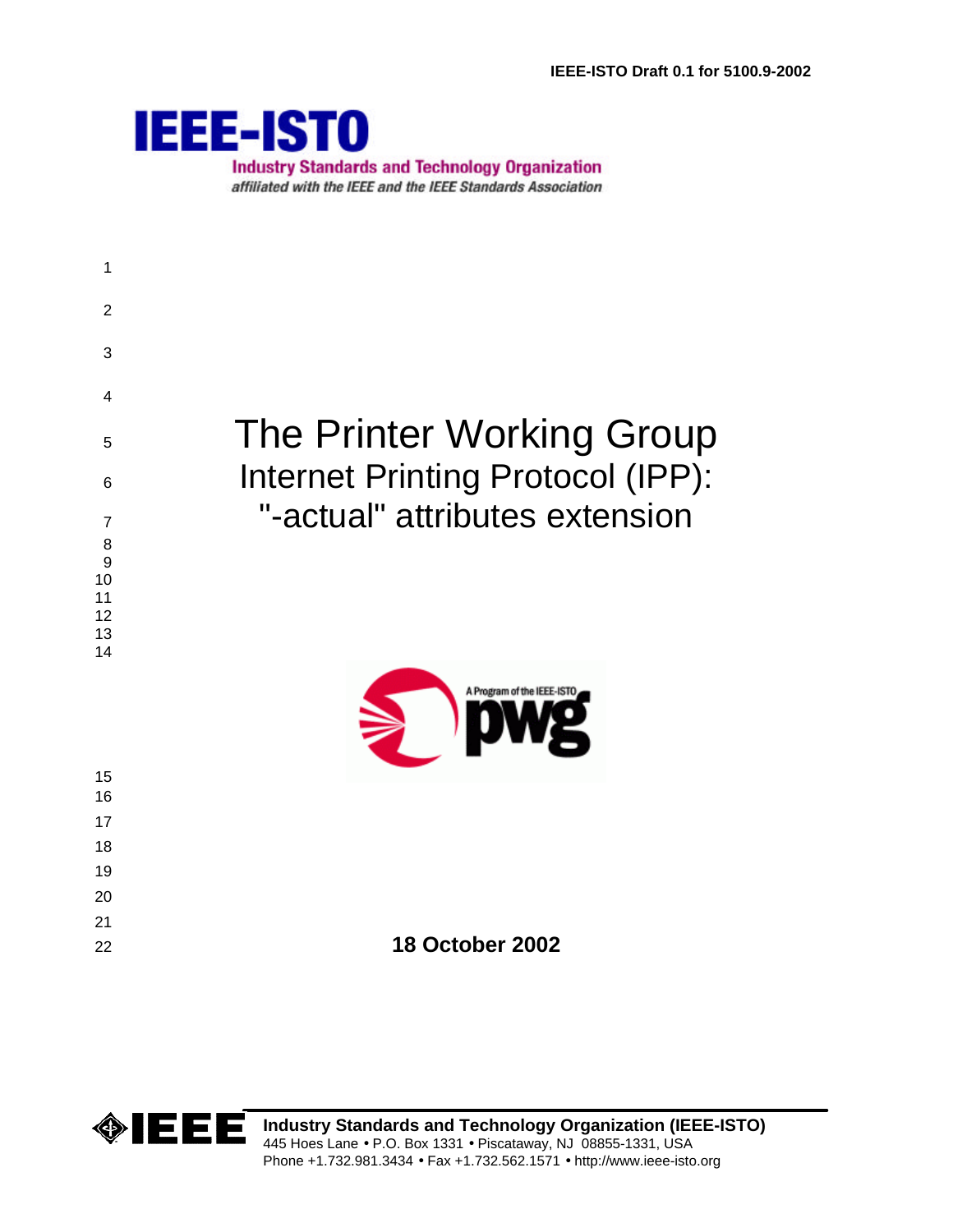IEEE-ISTO Draft 0.1 for 5100.9-2002

**IEEE-ISTO**

Industry Standards and Technology Organization

*affiliated with the IEEE and the IEEE Standards Association*

# The Printer Working Group
## Internet Printing Protocol (IPP): "-actual" attributes extension

**18 October 2002**

**Industry Standards and Technology Organization (IEEE-ISTO)**
445 Hoes Lane • P.O. Box 1331 • Piscataway, NJ 08855-1331, USA
Phone +1.732.981.3434 • Fax +1.732.562.1571 • http://www.ieee-isto.org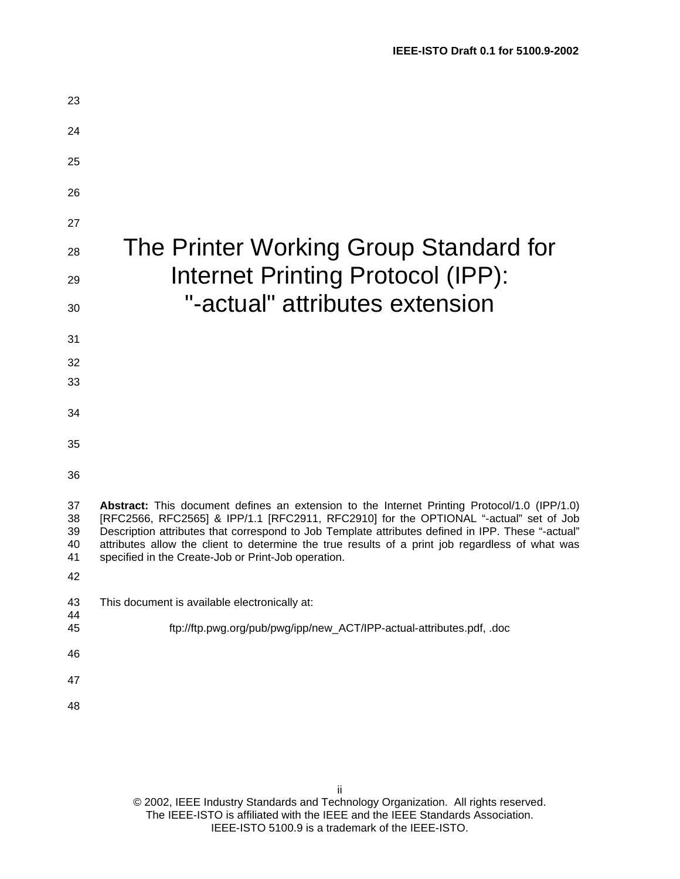# The Printer Working Group Standard for Internet Printing Protocol (IPP): "-actual" attributes extension

**Abstract:** This document defines an extension to the Internet Printing Protocol/1.0 (IPP/1.0) [RFC2566, RFC2565] & IPP/1.1 [RFC2911, RFC2910] for the OPTIONAL "-actual" set of Job Description attributes that correspond to Job Template attributes defined in IPP. These "-actual" attributes allow the client to determine the true results of a print job regardless of what was specified in the Create-Job or Print-Job operation.

This document is available electronically at:

ftp://ftp.pwg.org/pub/pwg/ipp/new_ACT/IPP-actual-attributes.pdf, .doc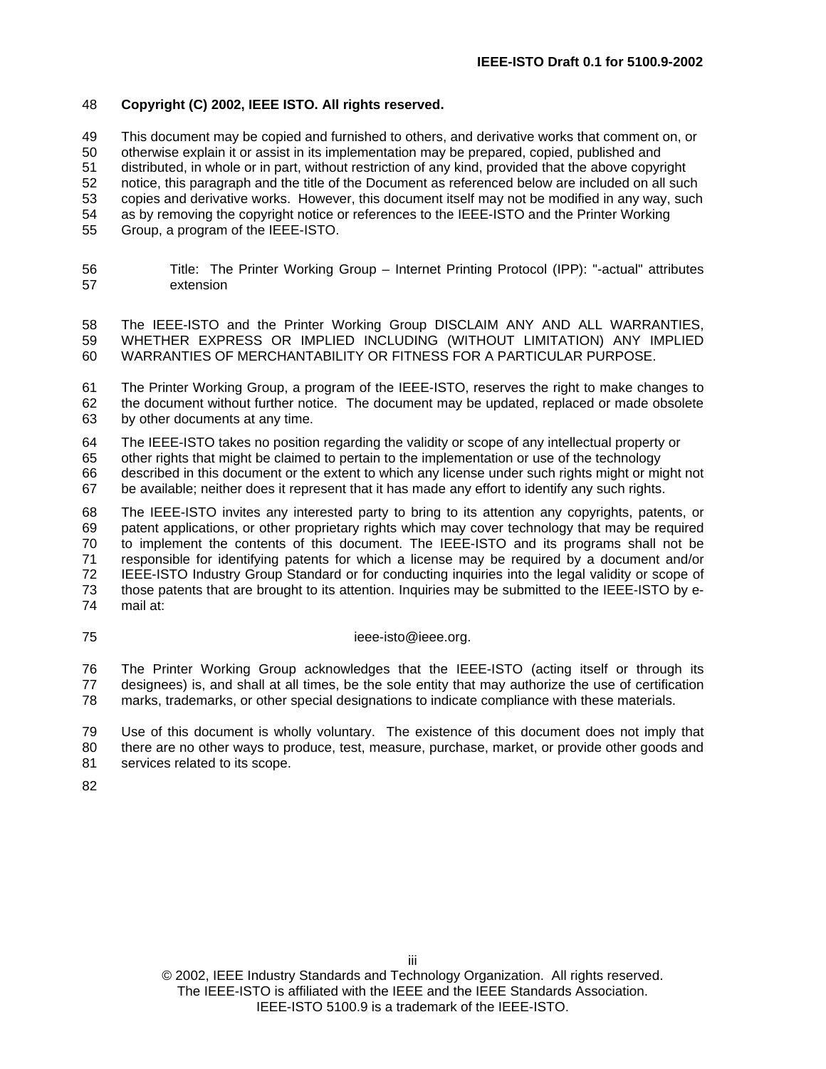**Copyright (C) 2002, IEEE ISTO. All rights reserved.**

This document may be copied and furnished to others, and derivative works that comment on, or otherwise explain it or assist in its implementation may be prepared, copied, published and distributed, in whole or in part, without restriction of any kind, provided that the above copyright notice, this paragraph and the title of the Document as referenced below are included on all such copies and derivative works. However, this document itself may not be modified in any way, such as by removing the copyright notice or references to the IEEE-ISTO and the Printer Working Group, a program of the IEEE-ISTO.

Title: The Printer Working Group – Internet Printing Protocol (IPP): "-actual" attributes extension

The IEEE-ISTO and the Printer Working Group DISCLAIM ANY AND ALL WARRANTIES, WHETHER EXPRESS OR IMPLIED INCLUDING (WITHOUT LIMITATION) ANY IMPLIED WARRANTIES OF MERCHANTABILITY OR FITNESS FOR A PARTICULAR PURPOSE.

The Printer Working Group, a program of the IEEE-ISTO, reserves the right to make changes to the document without further notice. The document may be updated, replaced or made obsolete by other documents at any time.

The IEEE-ISTO takes no position regarding the validity or scope of any intellectual property or other rights that might be claimed to pertain to the implementation or use of the technology described in this document or the extent to which any license under such rights might or might not be available; neither does it represent that it has made any effort to identify any such rights.

The IEEE-ISTO invites any interested party to bring to its attention any copyrights, patents, or patent applications, or other proprietary rights which may cover technology that may be required to implement the contents of this document. The IEEE-ISTO and its programs shall not be responsible for identifying patents for which a license may be required by a document and/or IEEE-ISTO Industry Group Standard or for conducting inquiries into the legal validity or scope of those patents that are brought to its attention. Inquiries may be submitted to the IEEE-ISTO by e-mail at:

ieee-isto@ieee.org.

The Printer Working Group acknowledges that the IEEE-ISTO (acting itself or through its designees) is, and shall at all times, be the sole entity that may authorize the use of certification marks, trademarks, or other special designations to indicate compliance with these materials.

Use of this document is wholly voluntary. The existence of this document does not imply that there are no other ways to produce, test, measure, purchase, market, or provide other goods and services related to its scope.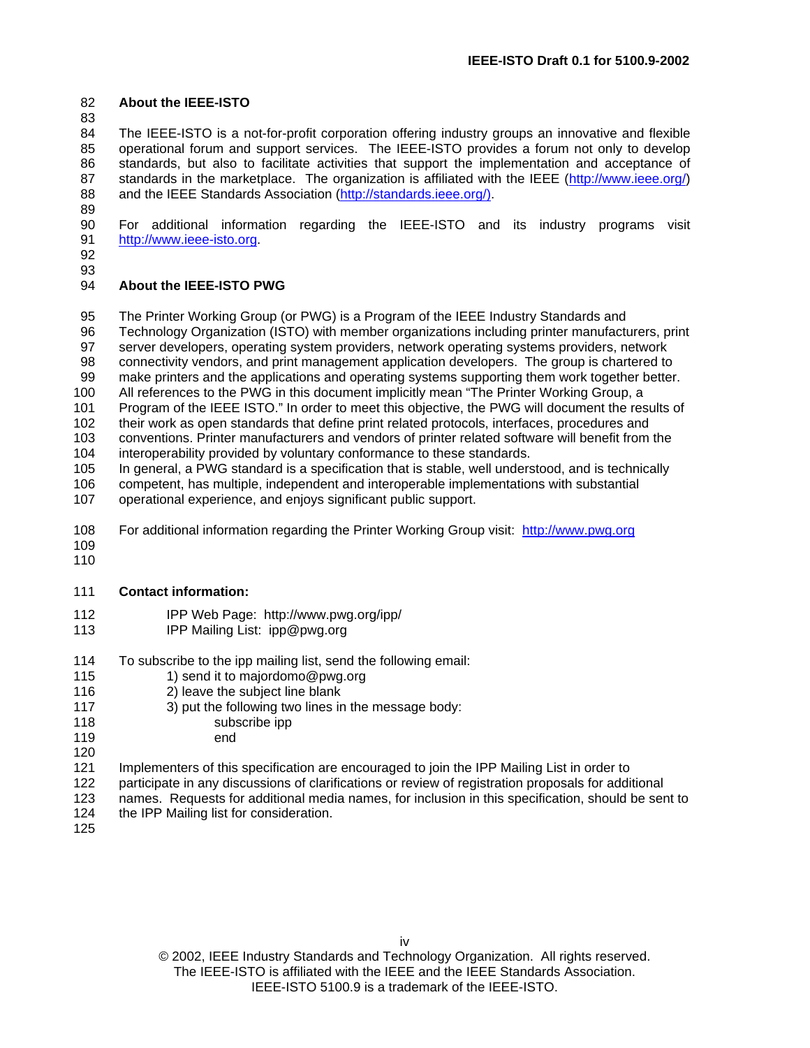## About the IEEE-ISTO

The IEEE-ISTO is a not-for-profit corporation offering industry groups an innovative and flexible operational forum and support services. The IEEE-ISTO provides a forum not only to develop standards, but also to facilitate activities that support the implementation and acceptance of standards in the marketplace. The organization is affiliated with the IEEE (http://www.ieee.org/) and the IEEE Standards Association (http://standards.ieee.org/).

For additional information regarding the IEEE-ISTO and its industry programs visit http://www.ieee-isto.org.

## About the IEEE-ISTO PWG

The Printer Working Group (or PWG) is a Program of the IEEE Industry Standards and Technology Organization (ISTO) with member organizations including printer manufacturers, print server developers, operating system providers, network operating systems providers, network connectivity vendors, and print management application developers. The group is chartered to make printers and the applications and operating systems supporting them work together better. All references to the PWG in this document implicitly mean "The Printer Working Group, a Program of the IEEE ISTO." In order to meet this objective, the PWG will document the results of their work as open standards that define print related protocols, interfaces, procedures and conventions. Printer manufacturers and vendors of printer related software will benefit from the interoperability provided by voluntary conformance to these standards.
In general, a PWG standard is a specification that is stable, well understood, and is technically competent, has multiple, independent and interoperable implementations with substantial operational experience, and enjoys significant public support.

For additional information regarding the Printer Working Group visit: http://www.pwg.org

**Contact information:**

IPP Web Page: http://www.pwg.org/ipp/
IPP Mailing List: ipp@pwg.org

To subscribe to the ipp mailing list, send the following email:

1) send it to majordomo@pwg.org
2) leave the subject line blank
3) put the following two lines in the message body:

```
subscribe ipp
end
```

Implementers of this specification are encouraged to join the IPP Mailing List in order to participate in any discussions of clarifications or review of registration proposals for additional names. Requests for additional media names, for inclusion in this specification, should be sent to the IPP Mailing list for consideration.

© 2002, IEEE Industry Standards and Technology Organization. All rights reserved.
The IEEE-ISTO is affiliated with the IEEE and the IEEE Standards Association.
IEEE-ISTO 5100.9 is a trademark of the IEEE-ISTO.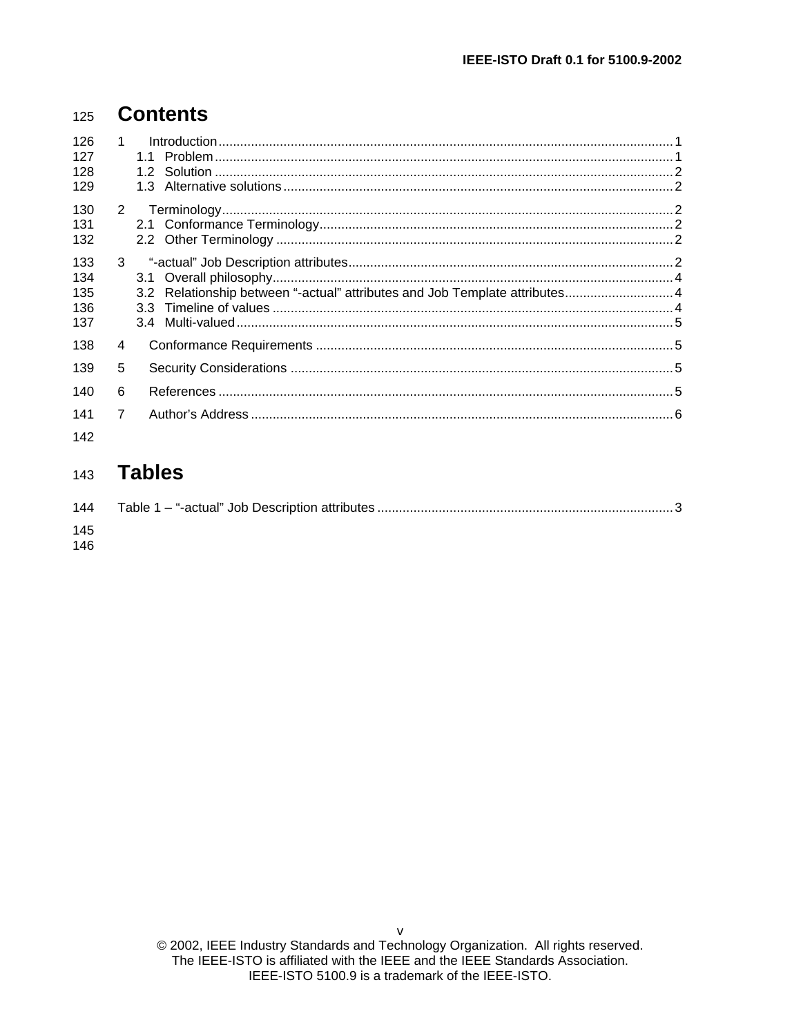# Contents

1 Introduction ... 1
  1.1 Problem ... 1
  1.2 Solution ... 2
  1.3 Alternative solutions ... 2

2 Terminology ... 2
  2.1 Conformance Terminology ... 2
  2.2 Other Terminology ... 2

3 "-actual" Job Description attributes ... 2
  3.1 Overall philosophy ... 4
  3.2 Relationship between "-actual" attributes and Job Template attributes ... 4
  3.3 Timeline of values ... 4
  3.4 Multi-valued ... 5

4 Conformance Requirements ... 5

5 Security Considerations ... 5

6 References ... 5

7 Author's Address ... 6

# Tables

Table 1 – "-actual" Job Description attributes ... 3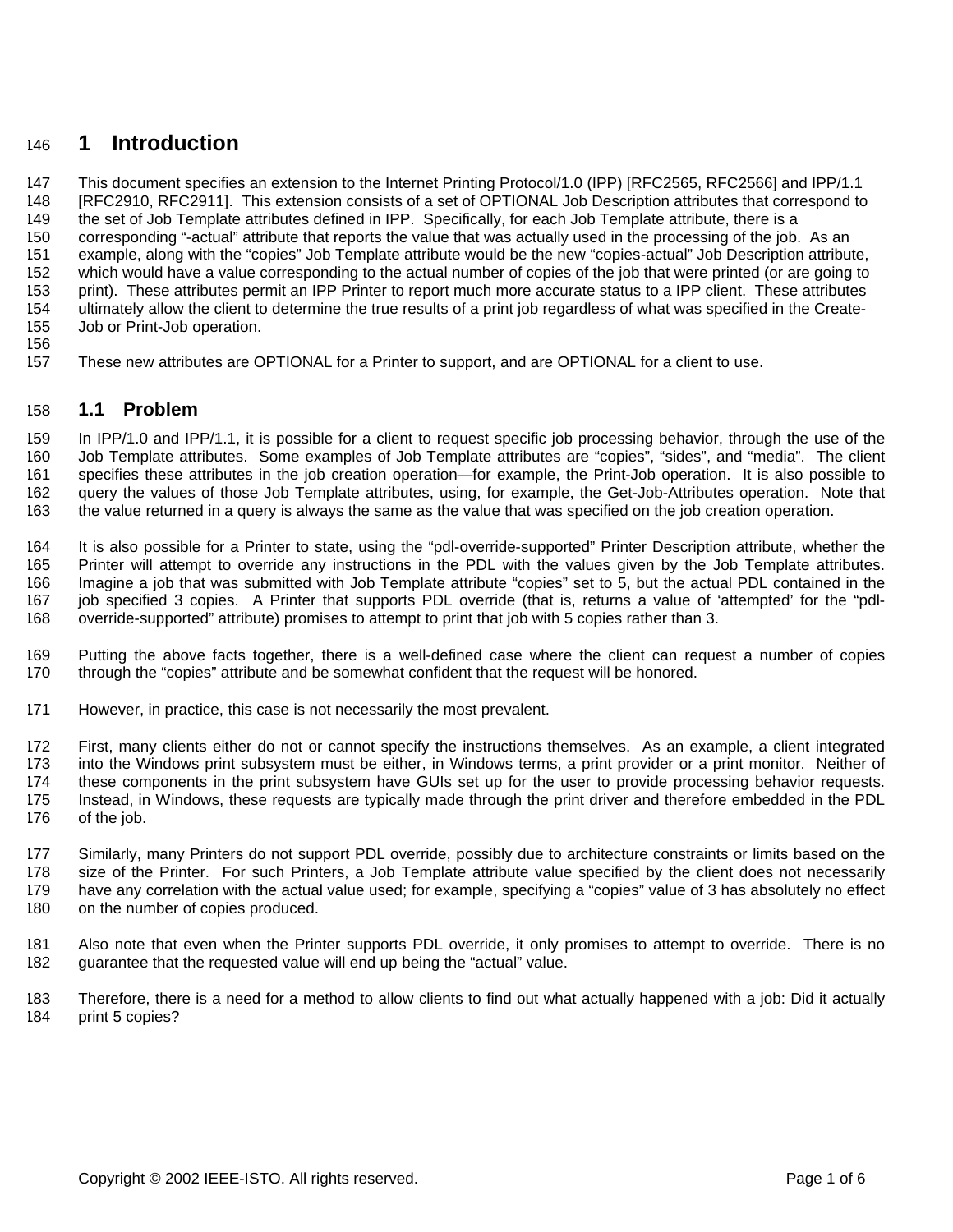# 1 Introduction

This document specifies an extension to the Internet Printing Protocol/1.0 (IPP) [RFC2565, RFC2566] and IPP/1.1 [RFC2910, RFC2911]. This extension consists of a set of OPTIONAL Job Description attributes that correspond to the set of Job Template attributes defined in IPP. Specifically, for each Job Template attribute, there is a corresponding "-actual" attribute that reports the value that was actually used in the processing of the job. As an example, along with the "copies" Job Template attribute would be the new "copies-actual" Job Description attribute, which would have a value corresponding to the actual number of copies of the job that were printed (or are going to print). These attributes permit an IPP Printer to report much more accurate status to a IPP client. These attributes ultimately allow the client to determine the true results of a print job regardless of what was specified in the Create-Job or Print-Job operation.

These new attributes are OPTIONAL for a Printer to support, and are OPTIONAL for a client to use.

## 1.1 Problem

In IPP/1.0 and IPP/1.1, it is possible for a client to request specific job processing behavior, through the use of the Job Template attributes. Some examples of Job Template attributes are "copies", "sides", and "media". The client specifies these attributes in the job creation operation—for example, the Print-Job operation. It is also possible to query the values of those Job Template attributes, using, for example, the Get-Job-Attributes operation. Note that the value returned in a query is always the same as the value that was specified on the job creation operation.

It is also possible for a Printer to state, using the "pdl-override-supported" Printer Description attribute, whether the Printer will attempt to override any instructions in the PDL with the values given by the Job Template attributes. Imagine a job that was submitted with Job Template attribute "copies" set to 5, but the actual PDL contained in the job specified 3 copies. A Printer that supports PDL override (that is, returns a value of 'attempted' for the "pdl-override-supported" attribute) promises to attempt to print that job with 5 copies rather than 3.

Putting the above facts together, there is a well-defined case where the client can request a number of copies through the "copies" attribute and be somewhat confident that the request will be honored.

However, in practice, this case is not necessarily the most prevalent.

First, many clients either do not or cannot specify the instructions themselves. As an example, a client integrated into the Windows print subsystem must be either, in Windows terms, a print provider or a print monitor. Neither of these components in the print subsystem have GUIs set up for the user to provide processing behavior requests. Instead, in Windows, these requests are typically made through the print driver and therefore embedded in the PDL of the job.

Similarly, many Printers do not support PDL override, possibly due to architecture constraints or limits based on the size of the Printer. For such Printers, a Job Template attribute value specified by the client does not necessarily have any correlation with the actual value used; for example, specifying a "copies" value of 3 has absolutely no effect on the number of copies produced.

Also note that even when the Printer supports PDL override, it only promises to attempt to override. There is no guarantee that the requested value will end up being the "actual" value.

Therefore, there is a need for a method to allow clients to find out what actually happened with a job: Did it actually print 5 copies?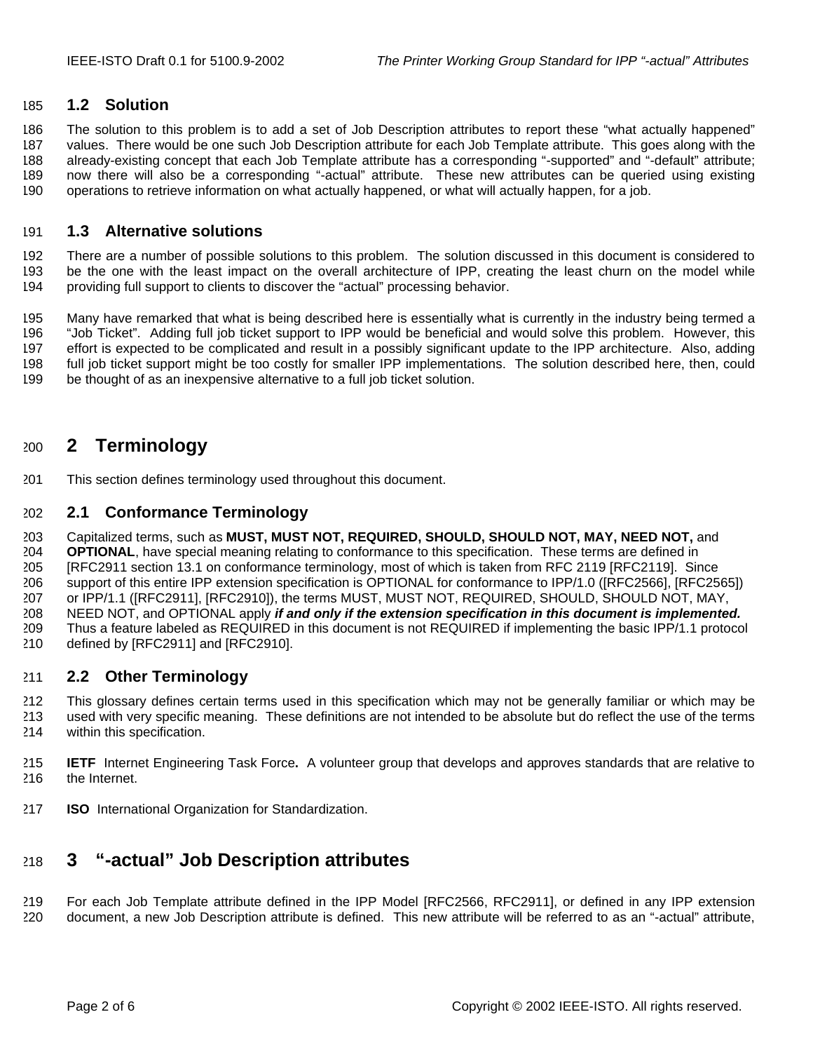## 1.2 Solution

The solution to this problem is to add a set of Job Description attributes to report these "what actually happened" values. There would be one such Job Description attribute for each Job Template attribute. This goes along with the already-existing concept that each Job Template attribute has a corresponding "-supported" and "-default" attribute; now there will also be a corresponding "-actual" attribute. These new attributes can be queried using existing operations to retrieve information on what actually happened, or what will actually happen, for a job.

## 1.3 Alternative solutions

There are a number of possible solutions to this problem. The solution discussed in this document is considered to be the one with the least impact on the overall architecture of IPP, creating the least churn on the model while providing full support to clients to discover the "actual" processing behavior.

Many have remarked that what is being described here is essentially what is currently in the industry being termed a "Job Ticket". Adding full job ticket support to IPP would be beneficial and would solve this problem. However, this effort is expected to be complicated and result in a possibly significant update to the IPP architecture. Also, adding full job ticket support might be too costly for smaller IPP implementations. The solution described here, then, could be thought of as an inexpensive alternative to a full job ticket solution.

# 2 Terminology

This section defines terminology used throughout this document.

## 2.1 Conformance Terminology

Capitalized terms, such as **MUST, MUST NOT, REQUIRED, SHOULD, SHOULD NOT, MAY, NEED NOT,** and **OPTIONAL**, have special meaning relating to conformance to this specification. These terms are defined in [RFC2911 section 13.1 on conformance terminology, most of which is taken from RFC 2119 [RFC2119]. Since support of this entire IPP extension specification is OPTIONAL for conformance to IPP/1.0 ([RFC2566], [RFC2565]) or IPP/1.1 ([RFC2911], [RFC2910]), the terms MUST, MUST NOT, REQUIRED, SHOULD, SHOULD NOT, MAY, NEED NOT, and OPTIONAL apply ***if and only if the extension specification in this document is implemented.*** Thus a feature labeled as REQUIRED in this document is not REQUIRED if implementing the basic IPP/1.1 protocol defined by [RFC2911] and [RFC2910].

## 2.2 Other Terminology

This glossary defines certain terms used in this specification which may not be generally familiar or which may be used with very specific meaning. These definitions are not intended to be absolute but do reflect the use of the terms within this specification.

**IETF** Internet Engineering Task Force**.** A volunteer group that develops and approves standards that are relative to the Internet.

**ISO** International Organization for Standardization.

# 3 "-actual" Job Description attributes

For each Job Template attribute defined in the IPP Model [RFC2566, RFC2911], or defined in any IPP extension document, a new Job Description attribute is defined. This new attribute will be referred to as an "-actual" attribute,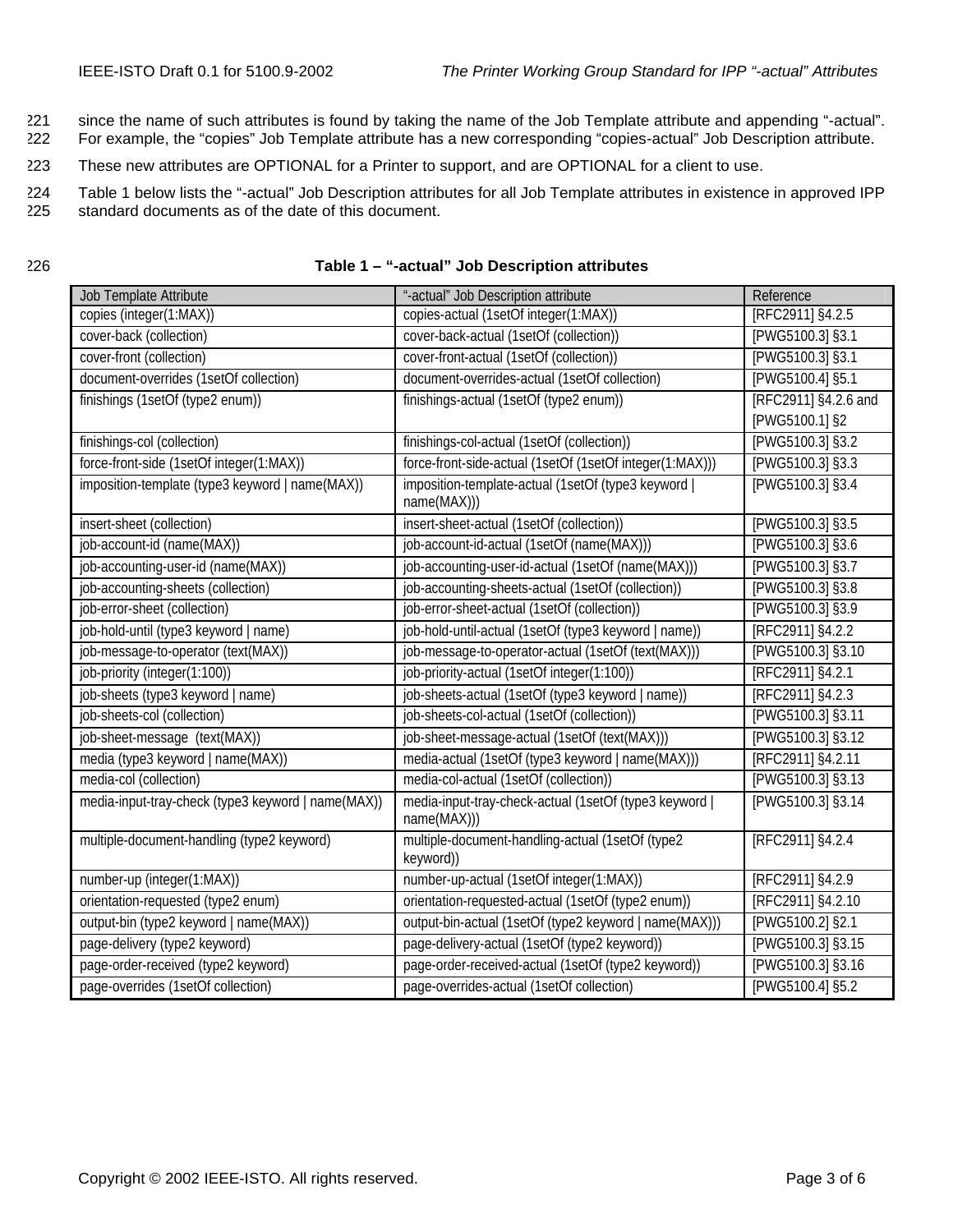since the name of such attributes is found by taking the name of the Job Template attribute and appending "-actual". For example, the "copies" Job Template attribute has a new corresponding "copies-actual" Job Description attribute.

These new attributes are OPTIONAL for a Printer to support, and are OPTIONAL for a client to use.

Table 1 below lists the "-actual" Job Description attributes for all Job Template attributes in existence in approved IPP standard documents as of the date of this document.

**Table 1 – "-actual" Job Description attributes**

| Job Template Attribute | "-actual" Job Description attribute | Reference |
|---|---|---|
| copies (integer(1:MAX)) | copies-actual (1setOf integer(1:MAX)) | [RFC2911] §4.2.5 |
| cover-back (collection) | cover-back-actual (1setOf (collection)) | [PWG5100.3] §3.1 |
| cover-front (collection) | cover-front-actual (1setOf (collection)) | [PWG5100.3] §3.1 |
| document-overrides (1setOf collection) | document-overrides-actual (1setOf collection) | [PWG5100.4] §5.1 |
| finishings (1setOf (type2 enum)) | finishings-actual (1setOf (type2 enum)) | [RFC2911] §4.2.6 and [PWG5100.1] §2 |
| finishings-col (collection) | finishings-col-actual (1setOf (collection)) | [PWG5100.3] §3.2 |
| force-front-side (1setOf integer(1:MAX)) | force-front-side-actual (1setOf (1setOf integer(1:MAX))) | [PWG5100.3] §3.3 |
| imposition-template (type3 keyword \| name(MAX)) | imposition-template-actual (1setOf (type3 keyword \| name(MAX))) | [PWG5100.3] §3.4 |
| insert-sheet (collection) | insert-sheet-actual (1setOf (collection)) | [PWG5100.3] §3.5 |
| job-account-id (name(MAX)) | job-account-id-actual (1setOf (name(MAX))) | [PWG5100.3] §3.6 |
| job-accounting-user-id (name(MAX)) | job-accounting-user-id-actual (1setOf (name(MAX))) | [PWG5100.3] §3.7 |
| job-accounting-sheets (collection) | job-accounting-sheets-actual (1setOf (collection)) | [PWG5100.3] §3.8 |
| job-error-sheet (collection) | job-error-sheet-actual (1setOf (collection)) | [PWG5100.3] §3.9 |
| job-hold-until (type3 keyword \| name) | job-hold-until-actual (1setOf (type3 keyword \| name)) | [RFC2911] §4.2.2 |
| job-message-to-operator (text(MAX)) | job-message-to-operator-actual (1setOf (text(MAX))) | [PWG5100.3] §3.10 |
| job-priority (integer(1:100)) | job-priority-actual (1setOf integer(1:100)) | [RFC2911] §4.2.1 |
| job-sheets (type3 keyword \| name) | job-sheets-actual (1setOf (type3 keyword \| name)) | [RFC2911] §4.2.3 |
| job-sheets-col (collection) | job-sheets-col-actual (1setOf (collection)) | [PWG5100.3] §3.11 |
| job-sheet-message (text(MAX)) | job-sheet-message-actual (1setOf (text(MAX))) | [PWG5100.3] §3.12 |
| media (type3 keyword \| name(MAX)) | media-actual (1setOf (type3 keyword \| name(MAX))) | [RFC2911] §4.2.11 |
| media-col (collection) | media-col-actual (1setOf (collection)) | [PWG5100.3] §3.13 |
| media-input-tray-check (type3 keyword \| name(MAX)) | media-input-tray-check-actual (1setOf (type3 keyword \| name(MAX))) | [PWG5100.3] §3.14 |
| multiple-document-handling (type2 keyword) | multiple-document-handling-actual (1setOf (type2 keyword)) | [RFC2911] §4.2.4 |
| number-up (integer(1:MAX)) | number-up-actual (1setOf integer(1:MAX)) | [RFC2911] §4.2.9 |
| orientation-requested (type2 enum) | orientation-requested-actual (1setOf (type2 enum)) | [RFC2911] §4.2.10 |
| output-bin (type2 keyword \| name(MAX)) | output-bin-actual (1setOf (type2 keyword \| name(MAX))) | [PWG5100.2] §2.1 |
| page-delivery (type2 keyword) | page-delivery-actual (1setOf (type2 keyword)) | [PWG5100.3] §3.15 |
| page-order-received (type2 keyword) | page-order-received-actual (1setOf (type2 keyword)) | [PWG5100.3] §3.16 |
| page-overrides (1setOf collection) | page-overrides-actual (1setOf collection) | [PWG5100.4] §5.2 |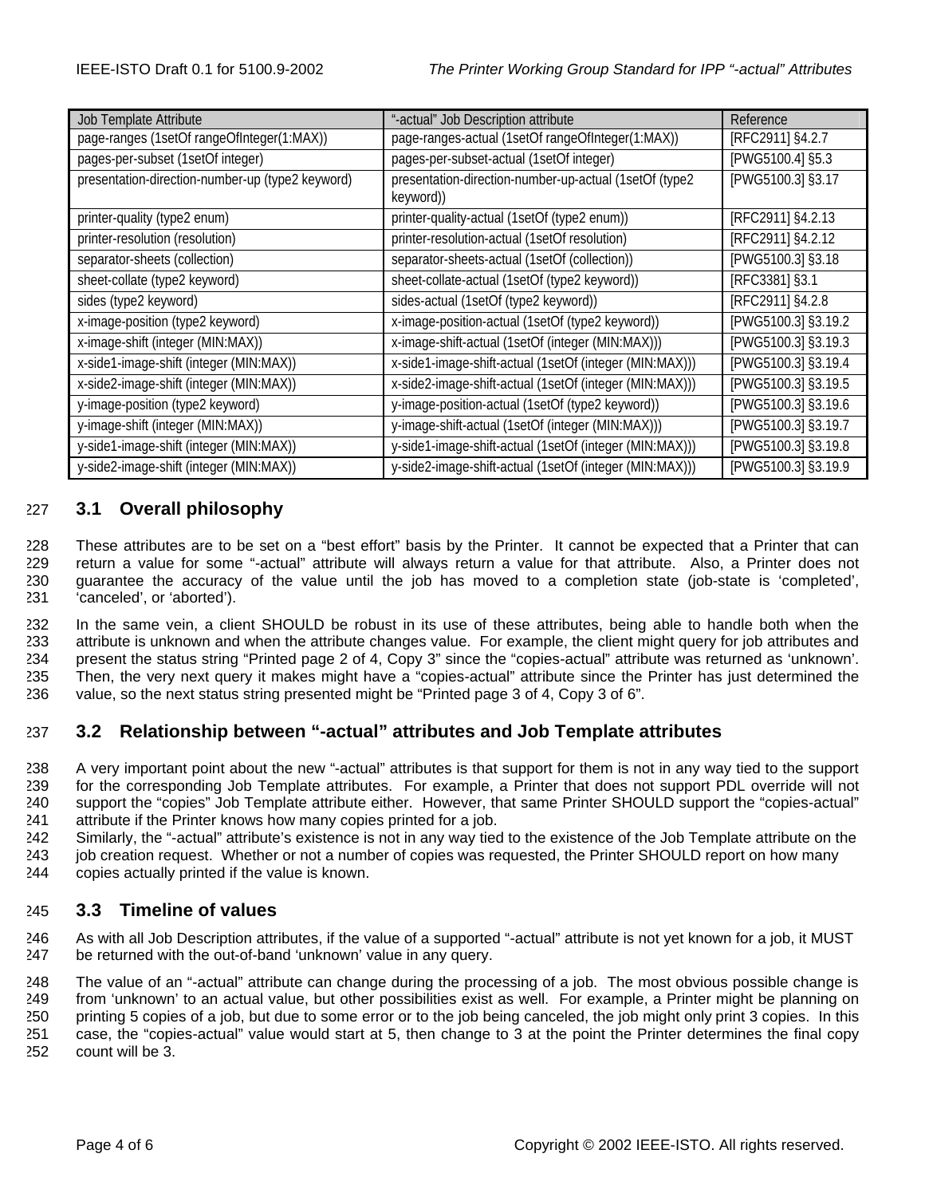| Job Template Attribute | "-actual" Job Description attribute | Reference |
|---|---|---|
| page-ranges (1setOf rangeOfInteger(1:MAX)) | page-ranges-actual (1setOf rangeOfInteger(1:MAX)) | [RFC2911] §4.2.7 |
| pages-per-subset (1setOf integer) | pages-per-subset-actual (1setOf integer) | [PWG5100.4] §5.3 |
| presentation-direction-number-up (type2 keyword) | presentation-direction-number-up-actual (1setOf (type2 keyword)) | [PWG5100.3] §3.17 |
| printer-quality (type2 enum) | printer-quality-actual (1setOf (type2 enum)) | [RFC2911] §4.2.13 |
| printer-resolution (resolution) | printer-resolution-actual (1setOf resolution) | [RFC2911] §4.2.12 |
| separator-sheets (collection) | separator-sheets-actual (1setOf (collection)) | [PWG5100.3] §3.18 |
| sheet-collate (type2 keyword) | sheet-collate-actual (1setOf (type2 keyword)) | [RFC3381] §3.1 |
| sides (type2 keyword) | sides-actual (1setOf (type2 keyword)) | [RFC2911] §4.2.8 |
| x-image-position (type2 keyword) | x-image-position-actual (1setOf (type2 keyword)) | [PWG5100.3] §3.19.2 |
| x-image-shift (integer (MIN:MAX)) | x-image-shift-actual (1setOf (integer (MIN:MAX))) | [PWG5100.3] §3.19.3 |
| x-side1-image-shift (integer (MIN:MAX)) | x-side1-image-shift-actual (1setOf (integer (MIN:MAX))) | [PWG5100.3] §3.19.4 |
| x-side2-image-shift (integer (MIN:MAX)) | x-side2-image-shift-actual (1setOf (integer (MIN:MAX))) | [PWG5100.3] §3.19.5 |
| y-image-position (type2 keyword) | y-image-position-actual (1setOf (type2 keyword)) | [PWG5100.3] §3.19.6 |
| y-image-shift (integer (MIN:MAX)) | y-image-shift-actual (1setOf (integer (MIN:MAX))) | [PWG5100.3] §3.19.7 |
| y-side1-image-shift (integer (MIN:MAX)) | y-side1-image-shift-actual (1setOf (integer (MIN:MAX))) | [PWG5100.3] §3.19.8 |
| y-side2-image-shift (integer (MIN:MAX)) | y-side2-image-shift-actual (1setOf (integer (MIN:MAX))) | [PWG5100.3] §3.19.9 |

## 3.1 Overall philosophy

These attributes are to be set on a "best effort" basis by the Printer. It cannot be expected that a Printer that can return a value for some "-actual" attribute will always return a value for that attribute. Also, a Printer does not guarantee the accuracy of the value until the job has moved to a completion state (job-state is 'completed', 'canceled', or 'aborted').

In the same vein, a client SHOULD be robust in its use of these attributes, being able to handle both when the attribute is unknown and when the attribute changes value. For example, the client might query for job attributes and present the status string "Printed page 2 of 4, Copy 3" since the "copies-actual" attribute was returned as 'unknown'. Then, the very next query it makes might have a "copies-actual" attribute since the Printer has just determined the value, so the next status string presented might be "Printed page 3 of 4, Copy 3 of 6".

## 3.2 Relationship between "-actual" attributes and Job Template attributes

A very important point about the new "-actual" attributes is that support for them is not in any way tied to the support for the corresponding Job Template attributes. For example, a Printer that does not support PDL override will not support the "copies" Job Template attribute either. However, that same Printer SHOULD support the "copies-actual" attribute if the Printer knows how many copies printed for a job.
Similarly, the "-actual" attribute's existence is not in any way tied to the existence of the Job Template attribute on the job creation request. Whether or not a number of copies was requested, the Printer SHOULD report on how many copies actually printed if the value is known.

## 3.3 Timeline of values

As with all Job Description attributes, if the value of a supported "-actual" attribute is not yet known for a job, it MUST be returned with the out-of-band 'unknown' value in any query.

The value of an "-actual" attribute can change during the processing of a job. The most obvious possible change is from 'unknown' to an actual value, but other possibilities exist as well. For example, a Printer might be planning on printing 5 copies of a job, but due to some error or to the job being canceled, the job might only print 3 copies. In this case, the "copies-actual" value would start at 5, then change to 3 at the point the Printer determines the final copy count will be 3.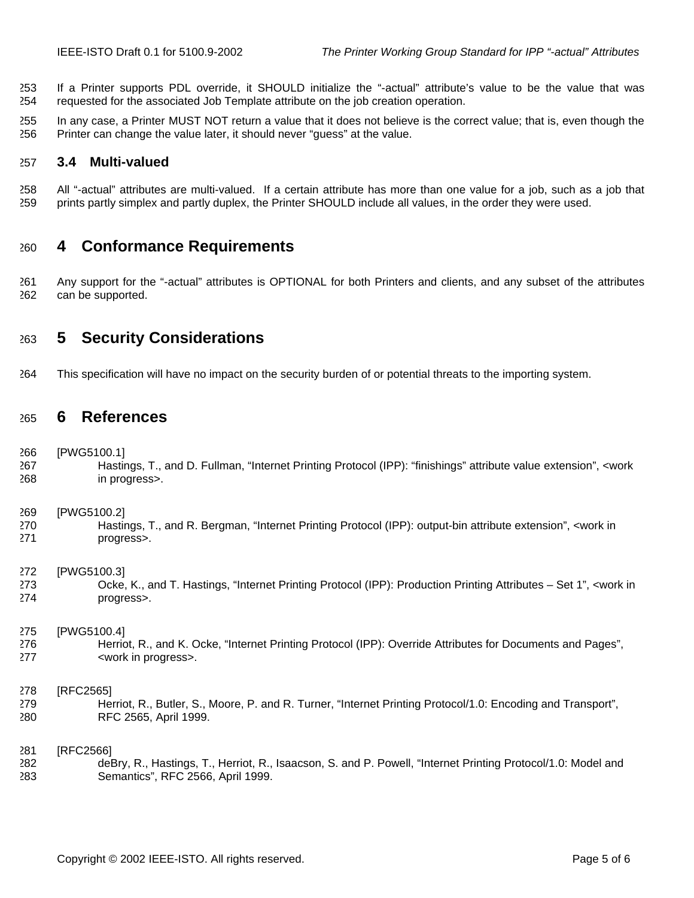If a Printer supports PDL override, it SHOULD initialize the "-actual" attribute's value to be the value that was requested for the associated Job Template attribute on the job creation operation.

In any case, a Printer MUST NOT return a value that it does not believe is the correct value; that is, even though the Printer can change the value later, it should never "guess" at the value.

### 3.4 Multi-valued

All "-actual" attributes are multi-valued. If a certain attribute has more than one value for a job, such as a job that prints partly simplex and partly duplex, the Printer SHOULD include all values, in the order they were used.

# 4 Conformance Requirements

Any support for the "-actual" attributes is OPTIONAL for both Printers and clients, and any subset of the attributes can be supported.

# 5 Security Considerations

This specification will have no impact on the security burden of or potential threats to the importing system.

# 6 References

[PWG5100.1]
Hastings, T., and D. Fullman, "Internet Printing Protocol (IPP): "finishings" attribute value extension", <work in progress>.

[PWG5100.2]
Hastings, T., and R. Bergman, "Internet Printing Protocol (IPP): output-bin attribute extension", <work in progress>.

[PWG5100.3]
Ocke, K., and T. Hastings, "Internet Printing Protocol (IPP): Production Printing Attributes – Set 1", <work in progress>.

[PWG5100.4]
Herriot, R., and K. Ocke, "Internet Printing Protocol (IPP): Override Attributes for Documents and Pages", <work in progress>.

[RFC2565]
Herriot, R., Butler, S., Moore, P. and R. Turner, "Internet Printing Protocol/1.0: Encoding and Transport", RFC 2565, April 1999.

[RFC2566]
deBry, R., Hastings, T., Herriot, R., Isaacson, S. and P. Powell, "Internet Printing Protocol/1.0: Model and Semantics", RFC 2566, April 1999.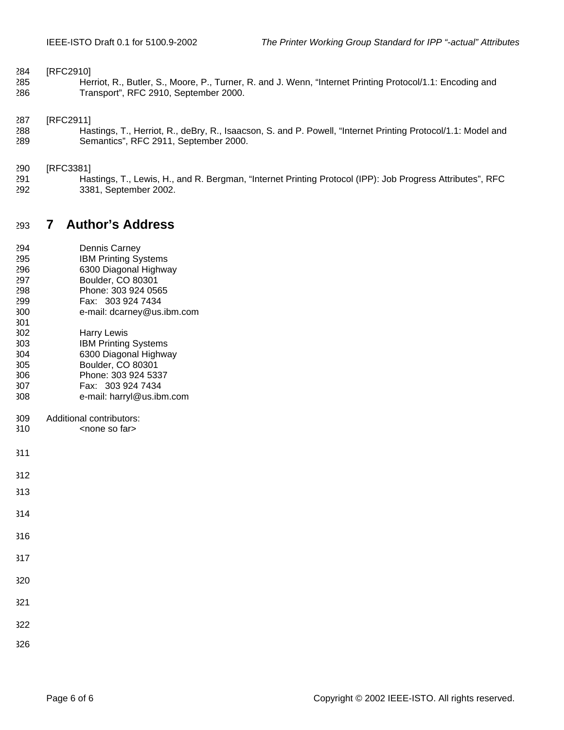[RFC2910]

Herriot, R., Butler, S., Moore, P., Turner, R. and J. Wenn, "Internet Printing Protocol/1.1: Encoding and Transport", RFC 2910, September 2000.

[RFC2911]

Hastings, T., Herriot, R., deBry, R., Isaacson, S. and P. Powell, "Internet Printing Protocol/1.1: Model and Semantics", RFC 2911, September 2000.

[RFC3381]

Hastings, T., Lewis, H., and R. Bergman, "Internet Printing Protocol (IPP): Job Progress Attributes", RFC 3381, September 2002.

# 7 Author's Address

Dennis Carney
IBM Printing Systems
6300 Diagonal Highway
Boulder, CO 80301
Phone: 303 924 0565
Fax: 303 924 7434
e-mail: dcarney@us.ibm.com

Harry Lewis
IBM Printing Systems
6300 Diagonal Highway
Boulder, CO 80301
Phone: 303 924 5337
Fax: 303 924 7434
e-mail: harryl@us.ibm.com

Additional contributors:

<none so far>